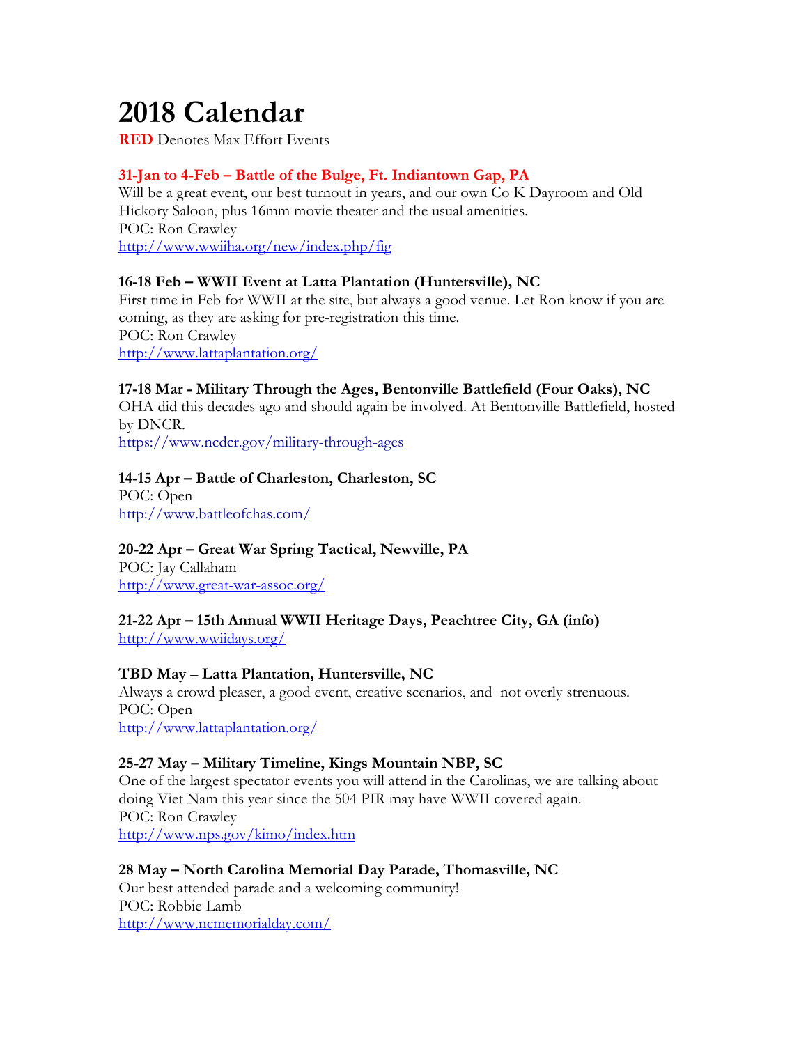# 2018 Calendar

**RED** Denotes Max Effort Events

**31-Jan to 4-Feb – Battle of the Bulge, Ft. Indiantown Gap, PA**
Will be a great event, our best turnout in years, and our own Co K Dayroom and Old Hickory Saloon, plus 16mm movie theater and the usual amenities.
POC: Ron Crawley
http://www.wwiiha.org/new/index.php/fig

**16-18 Feb – WWII Event at Latta Plantation (Huntersville), NC**
First time in Feb for WWII at the site, but always a good venue. Let Ron know if you are coming, as they are asking for pre-registration this time.
POC: Ron Crawley
http://www.lattaplantation.org/

**17-18 Mar - Military Through the Ages, Bentonville Battlefield (Four Oaks), NC**
OHA did this decades ago and should again be involved. At Bentonville Battlefield, hosted by DNCR.
https://www.ncdcr.gov/military-through-ages

**14-15 Apr – Battle of Charleston, Charleston, SC**
POC: Open
http://www.battleofchas.com/

**20-22 Apr – Great War Spring Tactical, Newville, PA**
POC: Jay Callaham
http://www.great-war-assoc.org/

**21-22 Apr – 15th Annual WWII Heritage Days, Peachtree City, GA (info)**
http://www.wwiidays.org/

**TBD May – Latta Plantation, Huntersville, NC**
Always a crowd pleaser, a good event, creative scenarios, and not overly strenuous.
POC: Open
http://www.lattaplantation.org/

**25-27 May – Military Timeline, Kings Mountain NBP, SC**
One of the largest spectator events you will attend in the Carolinas, we are talking about doing Viet Nam this year since the 504 PIR may have WWII covered again.
POC: Ron Crawley
http://www.nps.gov/kimo/index.htm

**28 May – North Carolina Memorial Day Parade, Thomasville, NC**
Our best attended parade and a welcoming community!
POC: Robbie Lamb
http://www.ncmemorialday.com/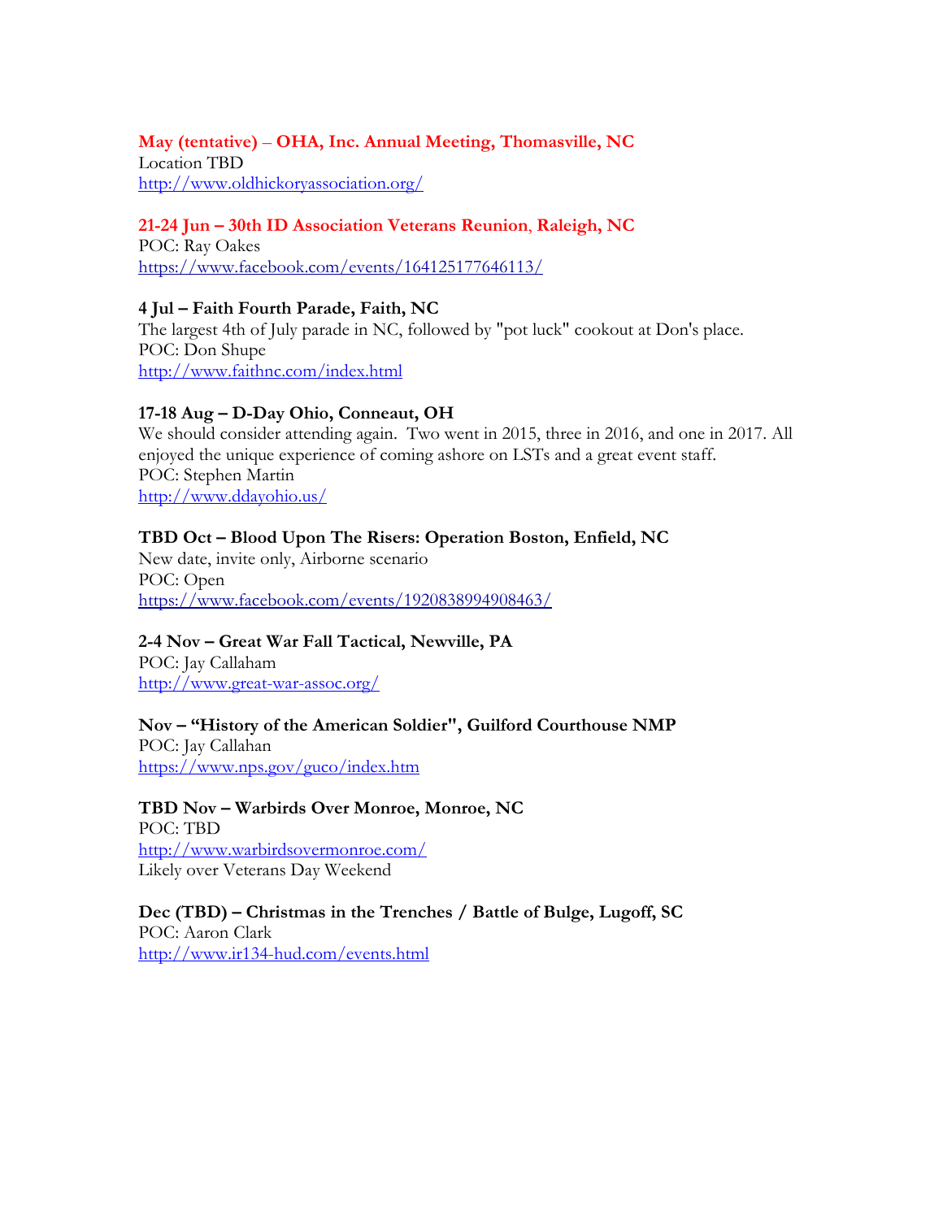**May (tentative) – OHA, Inc. Annual Meeting, Thomasville, NC**
Location TBD
http://www.oldhickoryassociation.org/

**21-24 Jun – 30th ID Association Veterans Reunion, Raleigh, NC**
POC: Ray Oakes
https://www.facebook.com/events/164125177646113/

**4 Jul – Faith Fourth Parade, Faith, NC**
The largest 4th of July parade in NC, followed by "pot luck" cookout at Don's place.
POC: Don Shupe
http://www.faithnc.com/index.html

**17-18 Aug – D-Day Ohio, Conneaut, OH**
We should consider attending again. Two went in 2015, three in 2016, and one in 2017. All enjoyed the unique experience of coming ashore on LSTs and a great event staff.
POC: Stephen Martin
http://www.ddayohio.us/

**TBD Oct – Blood Upon The Risers: Operation Boston, Enfield, NC**
New date, invite only, Airborne scenario
POC: Open
https://www.facebook.com/events/1920838994908463/

**2-4 Nov – Great War Fall Tactical, Newville, PA**
POC: Jay Callaham
http://www.great-war-assoc.org/

**Nov – "History of the American Soldier", Guilford Courthouse NMP**
POC: Jay Callahan
https://www.nps.gov/guco/index.htm

**TBD Nov – Warbirds Over Monroe, Monroe, NC**
POC: TBD
http://www.warbirdsovermonroe.com/
Likely over Veterans Day Weekend

**Dec (TBD) – Christmas in the Trenches / Battle of Bulge, Lugoff, SC**
POC: Aaron Clark
http://www.ir134-hud.com/events.html